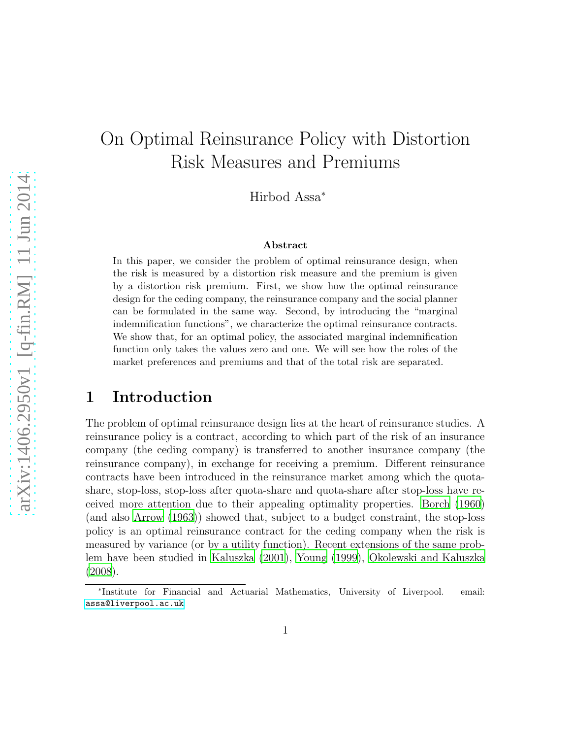# On Optimal Reinsurance Policy with Distortion Risk Measures and Premiums

Hirbod Assa[*]

### Abstract

In this paper, we consider the problem of optimal reinsurance design, when the risk is measured by a distortion risk measure and the premium is given by a distortion risk premium. First, we show how the optimal reinsurance design for the ceding company, the reinsurance company and the social planner can be formulated in the same way. Second, by introducing the "marginal indemnification functions", we characterize the optimal reinsurance contracts. We show that, for an optimal policy, the associated marginal indemnification function only takes the values zero and one. We will see how the roles of the market preferences and premiums and that of the total risk are separated.

## 1 Introduction

The problem of optimal reinsurance design lies at the heart of reinsurance studies. A reinsurance policy is a contract, according to which part of the risk of an insurance company (the ceding company) is transferred to another insurance company (the reinsurance company), in exchange for receiving a premium. Different reinsurance contracts have been introduced in the reinsurance market among which the quota-share, stop-loss, stop-loss after quota-share and quota-share after stop-loss have received more attention due to their appealing optimality properties. Borch (1960) (and also Arrow (1963)) showed that, subject to a budget constraint, the stop-loss policy is an optimal reinsurance contract for the ceding company when the risk is measured by variance (or by a utility function). Recent extensions of the same problem have been studied in Kaluszka (2001), Young (1999), Okolewski and Kaluszka (2008).

[*]Institute for Financial and Actuarial Mathematics, University of Liverpool. email: assa@liverpool.ac.uk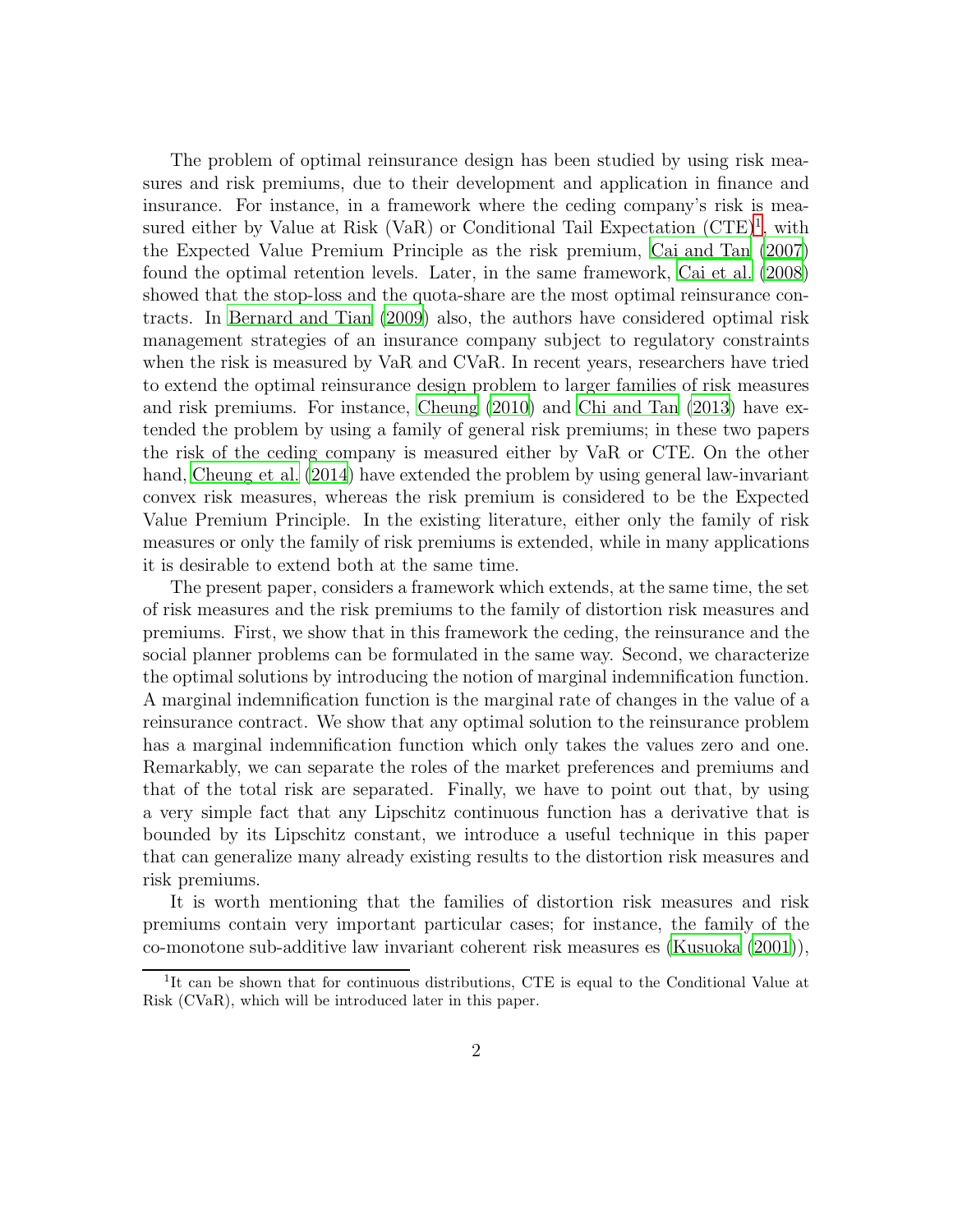The problem of optimal reinsurance design has been studied by using risk measures and risk premiums, due to their development and application in finance and insurance. For instance, in a framework where the ceding company's risk is measured either by Value at Risk (VaR) or Conditional Tail Expectation (CTE)[1], with the Expected Value Premium Principle as the risk premium, Cai and Tan (2007) found the optimal retention levels. Later, in the same framework, Cai et al. (2008) showed that the stop-loss and the quota-share are the most optimal reinsurance contracts. In Bernard and Tian (2009) also, the authors have considered optimal risk management strategies of an insurance company subject to regulatory constraints when the risk is measured by VaR and CVaR. In recent years, researchers have tried to extend the optimal reinsurance design problem to larger families of risk measures and risk premiums. For instance, Cheung (2010) and Chi and Tan (2013) have extended the problem by using a family of general risk premiums; in these two papers the risk of the ceding company is measured either by VaR or CTE. On the other hand, Cheung et al. (2014) have extended the problem by using general law-invariant convex risk measures, whereas the risk premium is considered to be the Expected Value Premium Principle. In the existing literature, either only the family of risk measures or only the family of risk premiums is extended, while in many applications it is desirable to extend both at the same time.

The present paper, considers a framework which extends, at the same time, the set of risk measures and the risk premiums to the family of distortion risk measures and premiums. First, we show that in this framework the ceding, the reinsurance and the social planner problems can be formulated in the same way. Second, we characterize the optimal solutions by introducing the notion of marginal indemnification function. A marginal indemnification function is the marginal rate of changes in the value of a reinsurance contract. We show that any optimal solution to the reinsurance problem has a marginal indemnification function which only takes the values zero and one. Remarkably, we can separate the roles of the market preferences and premiums and that of the total risk are separated. Finally, we have to point out that, by using a very simple fact that any Lipschitz continuous function has a derivative that is bounded by its Lipschitz constant, we introduce a useful technique in this paper that can generalize many already existing results to the distortion risk measures and risk premiums.

It is worth mentioning that the families of distortion risk measures and risk premiums contain very important particular cases; for instance, the family of the co-monotone sub-additive law invariant coherent risk measures es (Kusuoka (2001)),

[1] It can be shown that for continuous distributions, CTE is equal to the Conditional Value at Risk (CVaR), which will be introduced later in this paper.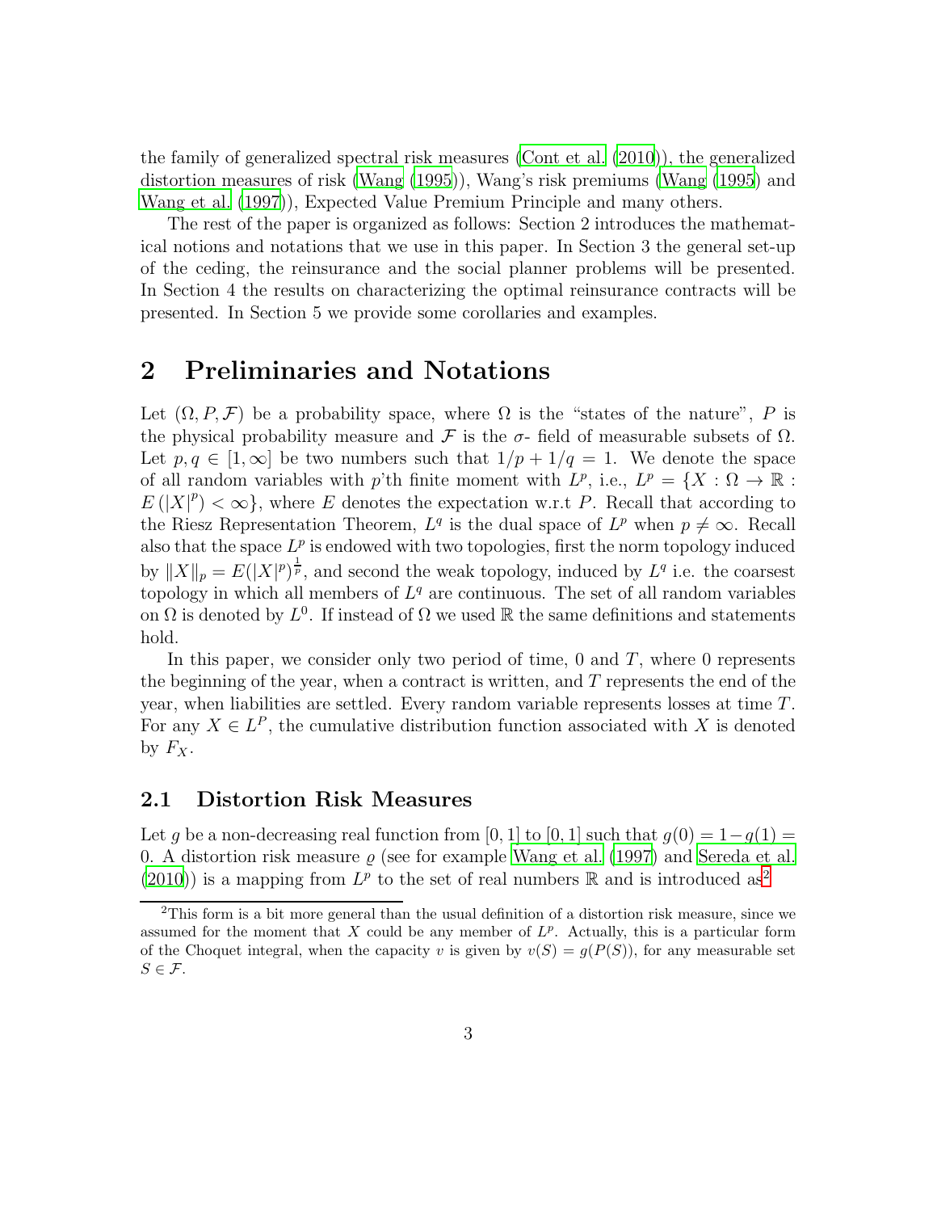the family of generalized spectral risk measures (Cont et al. (2010)), the generalized distortion measures of risk (Wang (1995)), Wang's risk premiums (Wang (1995) and Wang et al. (1997)), Expected Value Premium Principle and many others.

The rest of the paper is organized as follows: Section 2 introduces the mathematical notions and notations that we use in this paper. In Section 3 the general set-up of the ceding, the reinsurance and the social planner problems will be presented. In Section 4 the results on characterizing the optimal reinsurance contracts will be presented. In Section 5 we provide some corollaries and examples.

## 2 Preliminaries and Notations

Let $(\Omega, P, \mathcal{F})$ be a probability space, where $\Omega$ is the "states of the nature", $P$ is the physical probability measure and $\mathcal{F}$ is the $\sigma$- field of measurable subsets of $\Omega$. Let $p, q \in [1, \infty]$ be two numbers such that $1/p + 1/q = 1$. We denote the space of all random variables with $p$'th finite moment with $L^p$, i.e., $L^p = \{X : \Omega \to \mathbb{R} : E(|X|^p) < \infty\}$, where $E$ denotes the expectation w.r.t $P$. Recall that according to the Riesz Representation Theorem, $L^q$ is the dual space of $L^p$ when $p \neq \infty$. Recall also that the space $L^p$ is endowed with two topologies, first the norm topology induced by $\|X\|_p = E(|X|^p)^{\frac{1}{p}}$, and second the weak topology, induced by $L^q$ i.e. the coarsest topology in which all members of $L^q$ are continuous. The set of all random variables on $\Omega$ is denoted by $L^0$. If instead of $\Omega$ we used $\mathbb{R}$ the same definitions and statements hold.

In this paper, we consider only two period of time, 0 and $T$, where 0 represents the beginning of the year, when a contract is written, and $T$ represents the end of the year, when liabilities are settled. Every random variable represents losses at time $T$. For any $X \in L^P$, the cumulative distribution function associated with $X$ is denoted by $F_X$.

### 2.1 Distortion Risk Measures

Let $g$ be a non-decreasing real function from $[0, 1]$ to $[0, 1]$ such that $g(0) = 1 - g(1) = 0$. A distortion risk measure $\varrho$ (see for example Wang et al. (1997) and Sereda et al. (2010)) is a mapping from $L^p$ to the set of real numbers $\mathbb{R}$ and is introduced as[2]

[2] This form is a bit more general than the usual definition of a distortion risk measure, since we assumed for the moment that $X$ could be any member of $L^p$. Actually, this is a particular form of the Choquet integral, when the capacity $v$ is given by $v(S) = g(P(S))$, for any measurable set $S \in \mathcal{F}$.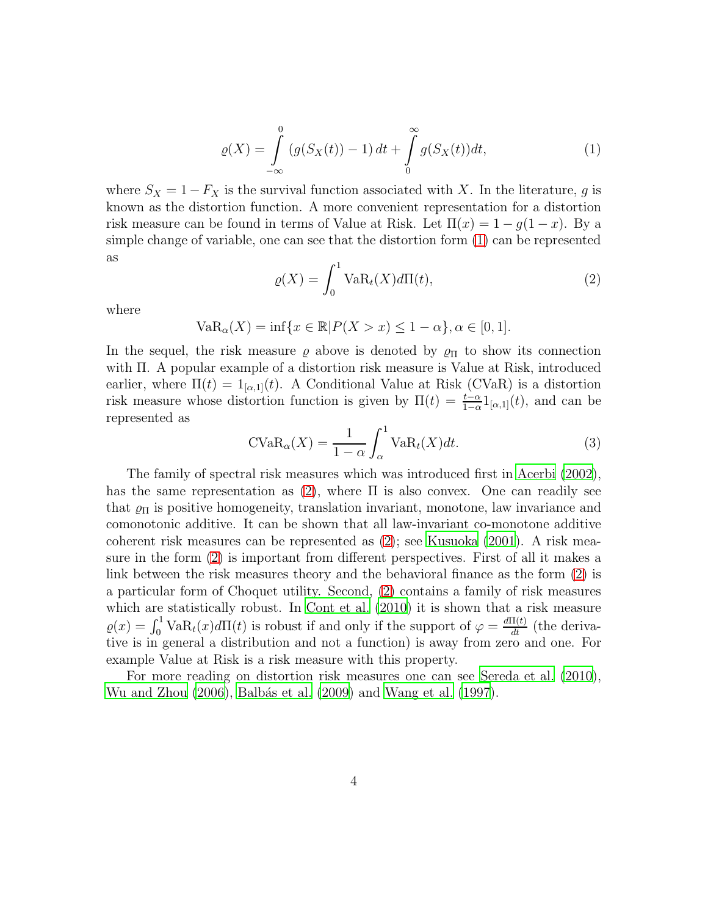$$\varrho(X) = \int_{-\infty}^{0} \left(g(S_X(t)) - 1\right) dt + \int_{0}^{\infty} g(S_X(t))dt, \tag{1}$$

where $S_X = 1 - F_X$ is the survival function associated with $X$. In the literature, $g$ is known as the distortion function. A more convenient representation for a distortion risk measure can be found in terms of Value at Risk. Let $\Pi(x) = 1 - g(1-x)$. By a simple change of variable, one can see that the distortion form (1) can be represented as

$$\varrho(X) = \int_0^1 \mathrm{VaR}_t(X) d\Pi(t), \tag{2}$$

where

$$\mathrm{VaR}_\alpha(X) = \inf\{x \in \mathbb{R} | P(X > x) \leq 1 - \alpha\}, \alpha \in [0,1].$$

In the sequel, the risk measure $\varrho$ above is denoted by $\varrho_\Pi$ to show its connection with $\Pi$. A popular example of a distortion risk measure is Value at Risk, introduced earlier, where $\Pi(t) = 1_{[\alpha,1]}(t)$. A Conditional Value at Risk (CVaR) is a distortion risk measure whose distortion function is given by $\Pi(t) = \frac{t-\alpha}{1-\alpha} 1_{[\alpha,1]}(t)$, and can be represented as

$$\mathrm{CVaR}_\alpha(X) = \frac{1}{1-\alpha} \int_\alpha^1 \mathrm{VaR}_t(X) dt. \tag{3}$$

The family of spectral risk measures which was introduced first in Acerbi (2002), has the same representation as (2), where $\Pi$ is also convex. One can readily see that $\varrho_\Pi$ is positive homogeneity, translation invariant, monotone, law invariance and comonotonic additive. It can be shown that all law-invariant co-monotone additive coherent risk measures can be represented as (2); see Kusuoka (2001). A risk measure in the form (2) is important from different perspectives. First of all it makes a link between the risk measures theory and the behavioral finance as the form (2) is a particular form of Choquet utility. Second, (2) contains a family of risk measures which are statistically robust. In Cont et al. (2010) it is shown that a risk measure $\varrho(x) = \int_0^1 \mathrm{VaR}_t(x) d\Pi(t)$ is robust if and only if the support of $\varphi = \frac{d\Pi(t)}{dt}$ (the derivative is in general a distribution and not a function) is away from zero and one. For example Value at Risk is a risk measure with this property.

For more reading on distortion risk measures one can see Sereda et al. (2010), Wu and Zhou (2006), Balbás et al. (2009) and Wang et al. (1997).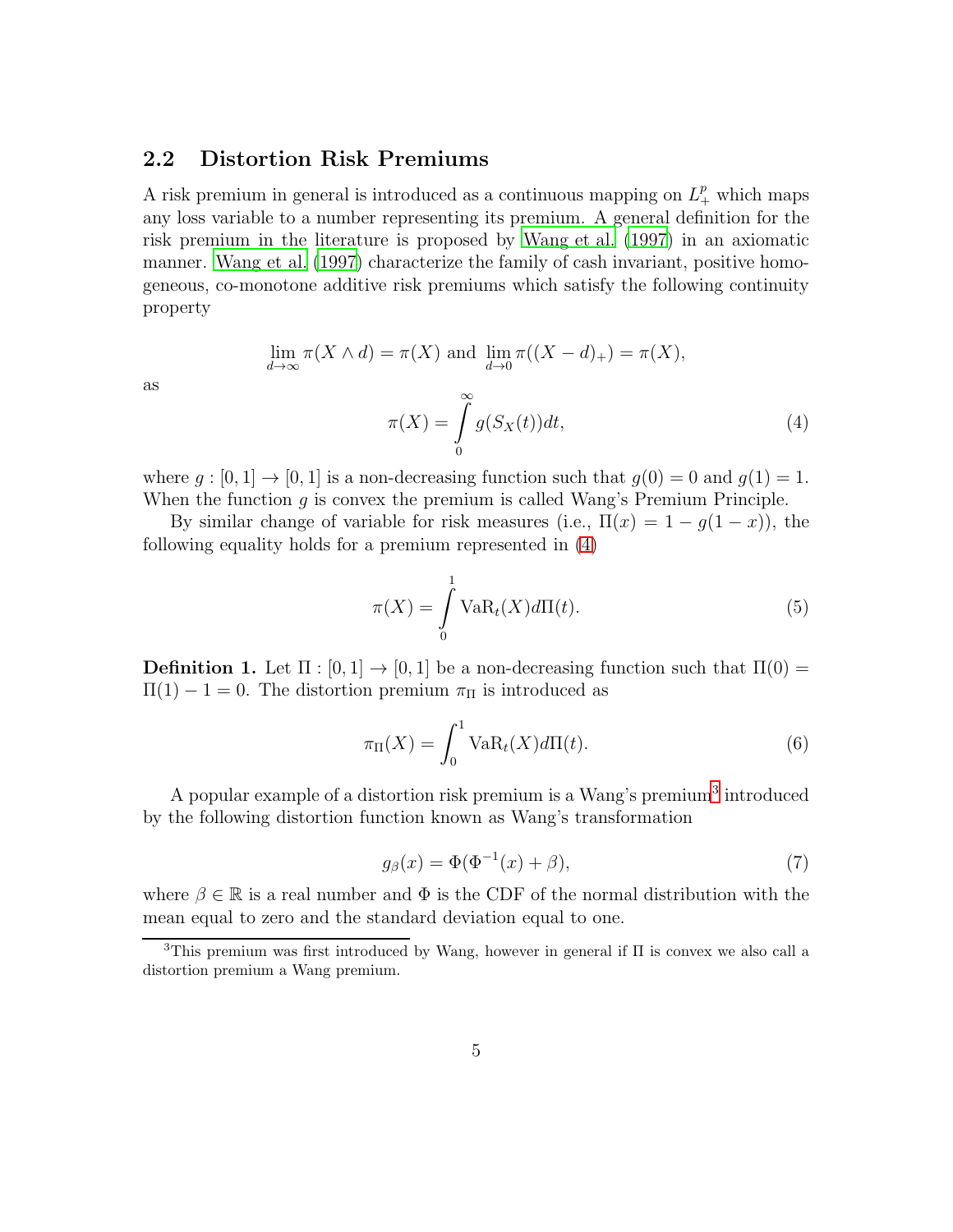## 2.2 Distortion Risk Premiums

A risk premium in general is introduced as a continuous mapping on $L_+^p$ which maps any loss variable to a number representing its premium. A general definition for the risk premium in the literature is proposed by Wang et al. (1997) in an axiomatic manner. Wang et al. (1997) characterize the family of cash invariant, positive homogeneous, co-monotone additive risk premiums which satisfy the following continuity property

$$\lim_{d\to\infty} \pi(X \wedge d) = \pi(X) \text{ and } \lim_{d\to 0} \pi((X-d)_+) = \pi(X),$$

as

$$\pi(X) = \int_0^\infty g(S_X(t))dt, \tag{4}$$

where $g : [0,1] \to [0,1]$ is a non-decreasing function such that $g(0) = 0$ and $g(1) = 1$. When the function $g$ is convex the premium is called Wang's Premium Principle.

By similar change of variable for risk measures (i.e., $\Pi(x) = 1 - g(1-x)$), the following equality holds for a premium represented in (4)

$$\pi(X) = \int_0^1 \mathrm{VaR}_t(X) d\Pi(t). \tag{5}$$

**Definition 1.** Let $\Pi : [0,1] \to [0,1]$ be a non-decreasing function such that $\Pi(0) = \Pi(1) - 1 = 0$. The distortion premium $\pi_\Pi$ is introduced as

$$\pi_\Pi(X) = \int_0^1 \mathrm{VaR}_t(X) d\Pi(t). \tag{6}$$

A popular example of a distortion risk premium is a Wang's premium[3] introduced by the following distortion function known as Wang's transformation

$$g_\beta(x) = \Phi(\Phi^{-1}(x) + \beta), \tag{7}$$

where $\beta \in \mathbb{R}$ is a real number and $\Phi$ is the CDF of the normal distribution with the mean equal to zero and the standard deviation equal to one.

[3] This premium was first introduced by Wang, however in general if $\Pi$ is convex we also call a distortion premium a Wang premium.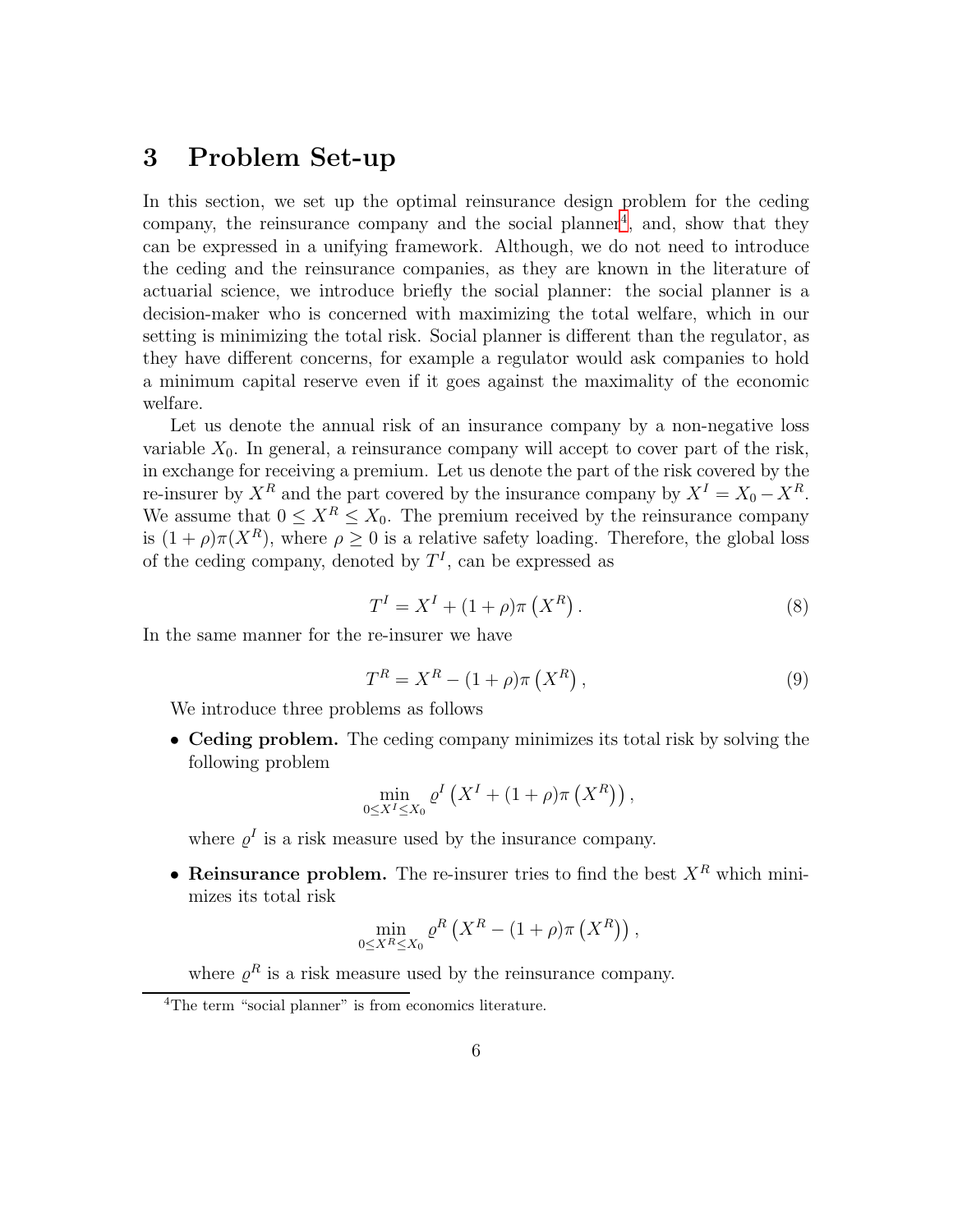## 3 Problem Set-up

In this section, we set up the optimal reinsurance design problem for the ceding company, the reinsurance company and the social planner[4], and, show that they can be expressed in a unifying framework. Although, we do not need to introduce the ceding and the reinsurance companies, as they are known in the literature of actuarial science, we introduce briefly the social planner: the social planner is a decision-maker who is concerned with maximizing the total welfare, which in our setting is minimizing the total risk. Social planner is different than the regulator, as they have different concerns, for example a regulator would ask companies to hold a minimum capital reserve even if it goes against the maximality of the economic welfare.

Let us denote the annual risk of an insurance company by a non-negative loss variable $X_0$. In general, a reinsurance company will accept to cover part of the risk, in exchange for receiving a premium. Let us denote the part of the risk covered by the re-insurer by $X^R$ and the part covered by the insurance company by $X^I = X_0 - X^R$. We assume that $0 \leq X^R \leq X_0$. The premium received by the reinsurance company is $(1+\rho)\pi(X^R)$, where $\rho \geq 0$ is a relative safety loading. Therefore, the global loss of the ceding company, denoted by $T^I$, can be expressed as

$$T^I = X^I + (1+\rho)\pi\left(X^R\right). \tag{8}$$

In the same manner for the re-insurer we have

$$T^R = X^R - (1+\rho)\pi\left(X^R\right), \tag{9}$$

We introduce three problems as follows

- **Ceding problem.** The ceding company minimizes its total risk by solving the following problem

$$\min_{0 \leq X^I \leq X_0} \varrho^I\left(X^I + (1+\rho)\pi\left(X^R\right)\right),$$

  where $\varrho^I$ is a risk measure used by the insurance company.

- **Reinsurance problem.** The re-insurer tries to find the best $X^R$ which minimizes its total risk

$$\min_{0 \leq X^R \leq X_0} \varrho^R\left(X^R - (1+\rho)\pi\left(X^R\right)\right),$$

  where $\varrho^R$ is a risk measure used by the reinsurance company.

[4] The term "social planner" is from economics literature.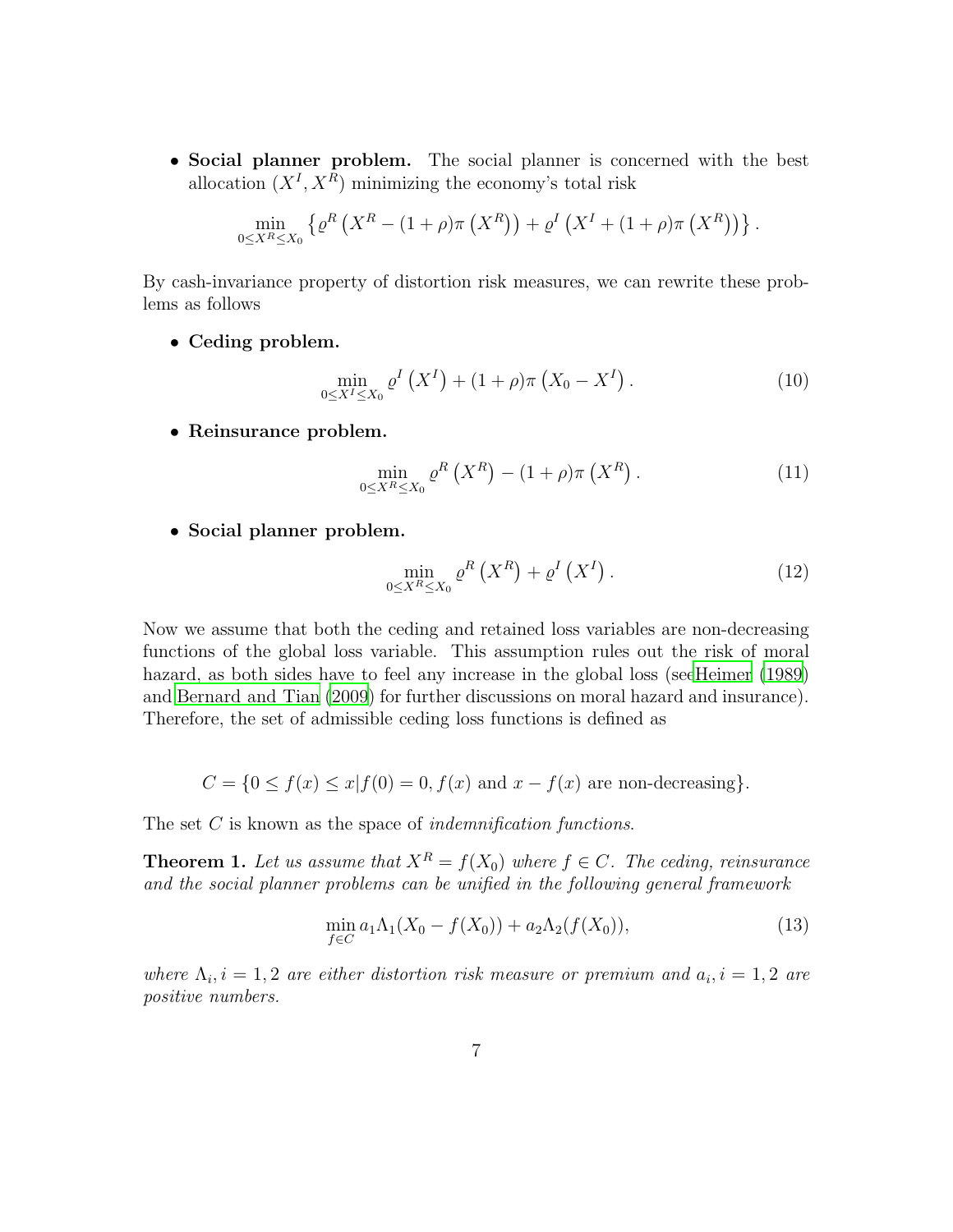- **Social planner problem.** The social planner is concerned with the best allocation $(X^I, X^R)$ minimizing the economy's total risk

$$\min_{0 \leq X^R \leq X_0} \left\{ \varrho^R \left( X^R - (1+\rho)\pi \left( X^R \right) \right) + \varrho^I \left( X^I + (1+\rho)\pi \left( X^R \right) \right) \right\}.$$

By cash-invariance property of distortion risk measures, we can rewrite these problems as follows

- **Ceding problem.**

$$\min_{0 \leq X^I \leq X_0} \varrho^I \left( X^I \right) + (1+\rho)\pi \left( X_0 - X^I \right). \tag{10}$$

- **Reinsurance problem.**

$$\min_{0 \leq X^R \leq X_0} \varrho^R \left( X^R \right) - (1+\rho)\pi \left( X^R \right). \tag{11}$$

- **Social planner problem.**

$$\min_{0 \leq X^R \leq X_0} \varrho^R \left( X^R \right) + \varrho^I \left( X^I \right). \tag{12}$$

Now we assume that both the ceding and retained loss variables are non-decreasing functions of the global loss variable. This assumption rules out the risk of moral hazard, as both sides have to feel any increase in the global loss (seeHeimer (1989) and Bernard and Tian (2009) for further discussions on moral hazard and insurance). Therefore, the set of admissible ceding loss functions is defined as

$$C = \{0 \leq f(x) \leq x | f(0) = 0, f(x) \text{ and } x - f(x) \text{ are non-decreasing}\}.$$

The set $C$ is known as the space of *indemnification functions*.

**Theorem 1.** *Let us assume that $X^R = f(X_0)$ where $f \in C$. The ceding, reinsurance and the social planner problems can be unified in the following general framework*

$$\min_{f \in C} a_1 \Lambda_1 (X_0 - f(X_0)) + a_2 \Lambda_2 (f(X_0)), \tag{13}$$

*where $\Lambda_i, i = 1, 2$ are either distortion risk measure or premium and $a_i, i = 1, 2$ are positive numbers.*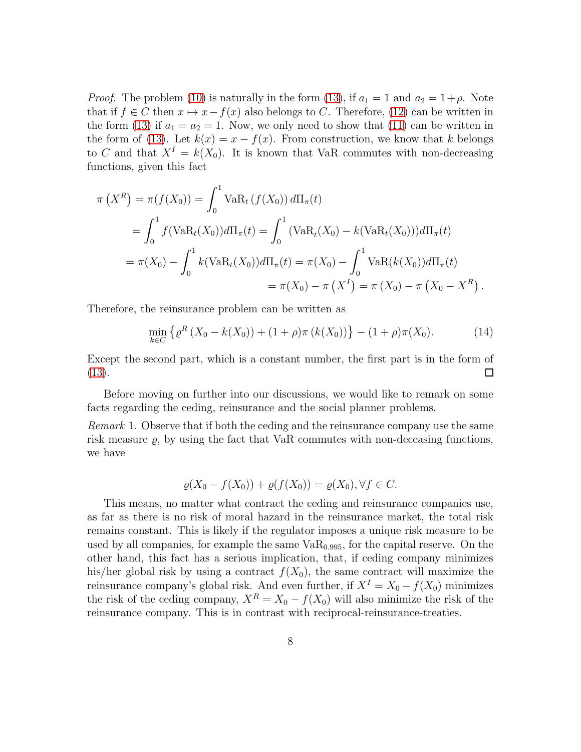*Proof.* The problem (10) is naturally in the form (13), if $a_1 = 1$ and $a_2 = 1+\rho$. Note that if $f \in C$ then $x \mapsto x - f(x)$ also belongs to $C$. Therefore, (12) can be written in the form (13) if $a_1 = a_2 = 1$. Now, we only need to show that (11) can be written in the form of (13). Let $k(x) = x - f(x)$. From construction, we know that $k$ belongs to $C$ and that $X^I = k(X_0)$. It is known that VaR commutes with non-decreasing functions, given this fact

$$
\begin{aligned}
\pi\left(X^R\right) = \pi(f(X_0)) &= \int_0^1 \mathrm{VaR}_t\left(f(X_0)\right) d\Pi_\pi(t) \\
&= \int_0^1 f(\mathrm{VaR}_t(X_0)) d\Pi_\pi(t) = \int_0^1 (\mathrm{VaR}_t(X_0) - k(\mathrm{VaR}_t(X_0))) d\Pi_\pi(t) \\
&= \pi(X_0) - \int_0^1 k(\mathrm{VaR}_t(X_0)) d\Pi_\pi(t) = \pi(X_0) - \int_0^1 \mathrm{VaR}(k(X_0)) d\Pi_\pi(t) \\
&= \pi(X_0) - \pi\left(X^I\right) = \pi\left(X_0\right) - \pi\left(X_0 - X^R\right).
\end{aligned}
$$

Therefore, the reinsurance problem can be written as

$$
\min_{k \in C} \left\{ \varrho^R\left(X_0 - k(X_0)\right) + (1+\rho)\pi\left(k(X_0)\right) \right\} - (1+\rho)\pi(X_0). \tag{14}
$$

Except the second part, which is a constant number, the first part is in the form of (13). ◻

Before moving on further into our discussions, we would like to remark on some facts regarding the ceding, reinsurance and the social planner problems.

*Remark* 1. Observe that if both the ceding and the reinsurance company use the same risk measure $\varrho$, by using the fact that VaR commutes with non-deceasing functions, we have

$$
\varrho(X_0 - f(X_0)) + \varrho(f(X_0)) = \varrho(X_0), \forall f \in C.
$$

This means, no matter what contract the ceding and reinsurance companies use, as far as there is no risk of moral hazard in the reinsurance market, the total risk remains constant. This is likely if the regulator imposes a unique risk measure to be used by all companies, for example the same $\mathrm{VaR}_{0.995}$, for the capital reserve. On the other hand, this fact has a serious implication, that, if ceding company minimizes his/her global risk by using a contract $f(X_0)$, the same contract will maximize the reinsurance company's global risk. And even further, if $X^I = X_0 - f(X_0)$ minimizes the risk of the ceding company, $X^R = X_0 - f(X_0)$ will also minimize the risk of the reinsurance company. This is in contrast with reciprocal-reinsurance-treaties.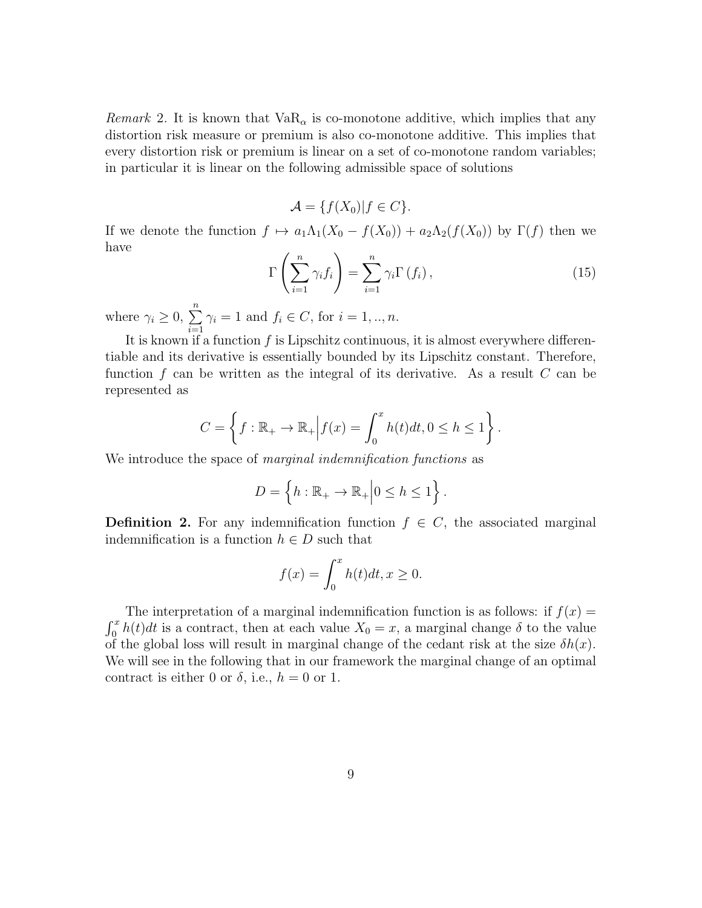*Remark* 2. It is known that $\mathrm{VaR}_\alpha$ is co-monotone additive, which implies that any distortion risk measure or premium is also co-monotone additive. This implies that every distortion risk or premium is linear on a set of co-monotone random variables; in particular it is linear on the following admissible space of solutions

$$\mathcal{A} = \{f(X_0) | f \in C\}.$$

If we denote the function $f \mapsto a_1\Lambda_1(X_0 - f(X_0)) + a_2\Lambda_2(f(X_0))$ by $\Gamma(f)$ then we have

$$\Gamma\left(\sum_{i=1}^{n} \gamma_i f_i\right) = \sum_{i=1}^{n} \gamma_i \Gamma\left(f_i\right), \tag{15}$$

where $\gamma_i \geq 0$, $\sum_{i=1}^{n} \gamma_i = 1$ and $f_i \in C$, for $i = 1, .., n$.

It is known if a function $f$ is Lipschitz continuous, it is almost everywhere differentiable and its derivative is essentially bounded by its Lipschitz constant. Therefore, function $f$ can be written as the integral of its derivative. As a result $C$ can be represented as

$$C = \left\{ f : \mathbb{R}_+ \to \mathbb{R}_+ \middle| f(x) = \int_0^x h(t)dt, 0 \leq h \leq 1 \right\}.$$

We introduce the space of *marginal indemnification functions* as

$$D = \left\{ h : \mathbb{R}_+ \to \mathbb{R}_+ \middle| 0 \leq h \leq 1 \right\}.$$

**Definition 2.** For any indemnification function $f \in C$, the associated marginal indemnification is a function $h \in D$ such that

$$f(x) = \int_0^x h(t)dt, x \geq 0.$$

The interpretation of a marginal indemnification function is as follows: if $f(x) = \int_0^x h(t)dt$ is a contract, then at each value $X_0 = x$, a marginal change $\delta$ to the value of the global loss will result in marginal change of the cedant risk at the size $\delta h(x)$. We will see in the following that in our framework the marginal change of an optimal contract is either 0 or $\delta$, i.e., $h = 0$ or 1.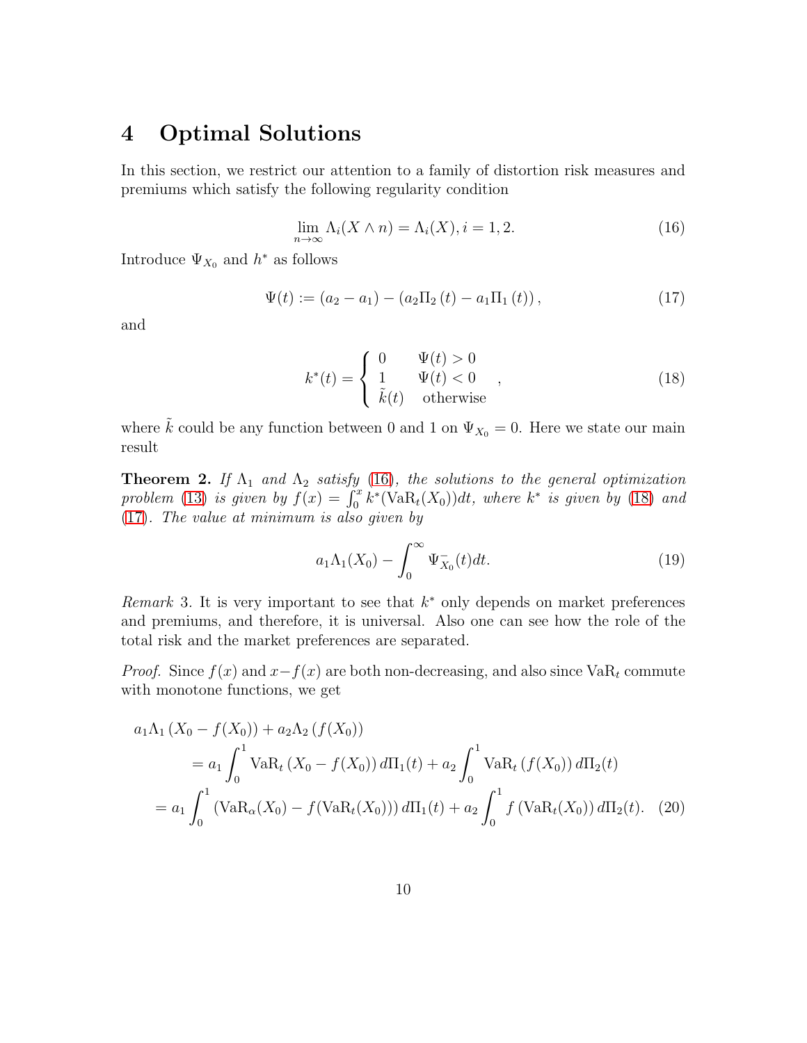# 4 Optimal Solutions

In this section, we restrict our attention to a family of distortion risk measures and premiums which satisfy the following regularity condition

$$\lim_{n\to\infty} \Lambda_i(X \wedge n) = \Lambda_i(X), i = 1, 2. \tag{16}$$

Introduce $\Psi_{X_0}$ and $h^*$ as follows

$$\Psi(t) := (a_2 - a_1) - (a_2 \Pi_2(t) - a_1 \Pi_1(t)), \tag{17}$$

and

$$k^*(t) = \begin{cases} 0 & \Psi(t) > 0 \\ 1 & \Psi(t) < 0 \\ \tilde{k}(t) & \text{otherwise} \end{cases}, \tag{18}$$

where $\tilde{k}$ could be any function between 0 and 1 on $\Psi_{X_0} = 0$. Here we state our main result

**Theorem 2.** *If $\Lambda_1$ and $\Lambda_2$ satisfy (16), the solutions to the general optimization problem (13) is given by $f(x) = \int_0^x k^*(\mathrm{VaR}_t(X_0))dt$, where $k^*$ is given by (18) and (17). The value at minimum is also given by*

$$a_1 \Lambda_1(X_0) - \int_0^\infty \Psi_{X_0}^-(t)dt. \tag{19}$$

*Remark* 3. It is very important to see that $k^*$ only depends on market preferences and premiums, and therefore, it is universal. Also one can see how the role of the total risk and the market preferences are separated.

*Proof.* Since $f(x)$ and $x - f(x)$ are both non-decreasing, and also since $\mathrm{VaR}_t$ commute with monotone functions, we get

$$\begin{aligned}
a_1 \Lambda_1 (X_0 - f(X_0)) &+ a_2 \Lambda_2 (f(X_0)) \\
&= a_1 \int_0^1 \mathrm{VaR}_t (X_0 - f(X_0)) \, d\Pi_1(t) + a_2 \int_0^1 \mathrm{VaR}_t (f(X_0)) \, d\Pi_2(t) \\
= a_1 \int_0^1 &(\mathrm{VaR}_\alpha(X_0) - f(\mathrm{VaR}_t(X_0))) \, d\Pi_1(t) + a_2 \int_0^1 f(\mathrm{VaR}_t(X_0)) \, d\Pi_2(t). \quad (20)
\end{aligned}$$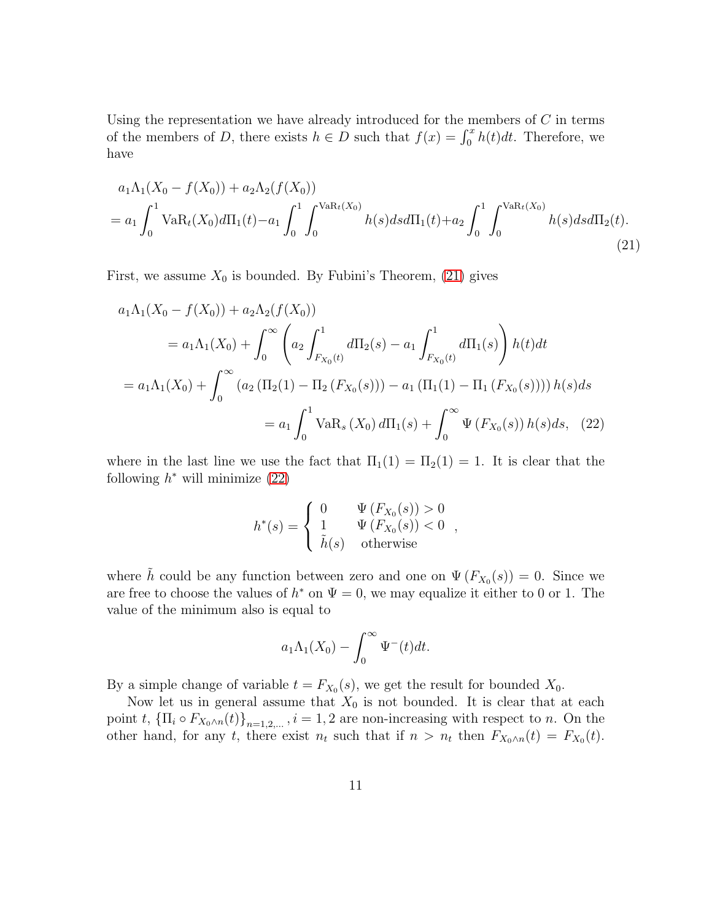Using the representation we have already introduced for the members of $C$ in terms of the members of $D$, there exists $h \in D$ such that $f(x) = \int_0^x h(t)dt$. Therefore, we have

$$
\begin{aligned}
& a_1\Lambda_1(X_0 - f(X_0)) + a_2\Lambda_2(f(X_0)) \\
&= a_1 \int_0^1 \mathrm{VaR}_t(X_0) d\Pi_1(t) - a_1 \int_0^1 \int_0^{\mathrm{VaR}_t(X_0)} h(s) ds d\Pi_1(t) + a_2 \int_0^1 \int_0^{\mathrm{VaR}_t(X_0)} h(s) ds d\Pi_2(t).
\end{aligned}
\tag{21}
$$

First, we assume $X_0$ is bounded. By Fubini's Theorem, (21) gives

$$
\begin{aligned}
& a_1\Lambda_1(X_0 - f(X_0)) + a_2\Lambda_2(f(X_0)) \\
&= a_1\Lambda_1(X_0) + \int_0^\infty \left( a_2 \int_{F_{X_0}(t)}^1 d\Pi_2(s) - a_1 \int_{F_{X_0}(t)}^1 d\Pi_1(s) \right) h(t) dt \\
&= a_1\Lambda_1(X_0) + \int_0^\infty \left( a_2 \left( \Pi_2(1) - \Pi_2\left(F_{X_0}(s)\right)\right) - a_1 \left( \Pi_1(1) - \Pi_1\left(F_{X_0}(s)\right)\right)\right) h(s) ds \\
&= a_1 \int_0^1 \mathrm{VaR}_s\left(X_0\right) d\Pi_1(s) + \int_0^\infty \Psi\left(F_{X_0}(s)\right) h(s) ds,
\end{aligned}
\tag{22}
$$

where in the last line we use the fact that $\Pi_1(1) = \Pi_2(1) = 1$. It is clear that the following $h^*$ will minimize (22)

$$
h^*(s) = \begin{cases} 0 & \Psi\left(F_{X_0}(s)\right) > 0 \\ 1 & \Psi\left(F_{X_0}(s)\right) < 0 \\ \tilde{h}(s) & \text{otherwise} \end{cases},
$$

where $\tilde{h}$ could be any function between zero and one on $\Psi\left(F_{X_0}(s)\right) = 0$. Since we are free to choose the values of $h^*$ on $\Psi = 0$, we may equalize it either to 0 or 1. The value of the minimum also is equal to

$$
a_1\Lambda_1(X_0) - \int_0^\infty \Psi^-(t) dt.
$$

By a simple change of variable $t = F_{X_0}(s)$, we get the result for bounded $X_0$.

Now let us in general assume that $X_0$ is not bounded. It is clear that at each point $t$, $\left\{\Pi_i \circ F_{X_0 \wedge n}(t)\right\}_{n=1,2,\ldots}$, $i = 1, 2$ are non-increasing with respect to $n$. On the other hand, for any $t$, there exist $n_t$ such that if $n > n_t$ then $F_{X_0 \wedge n}(t) = F_{X_0}(t)$.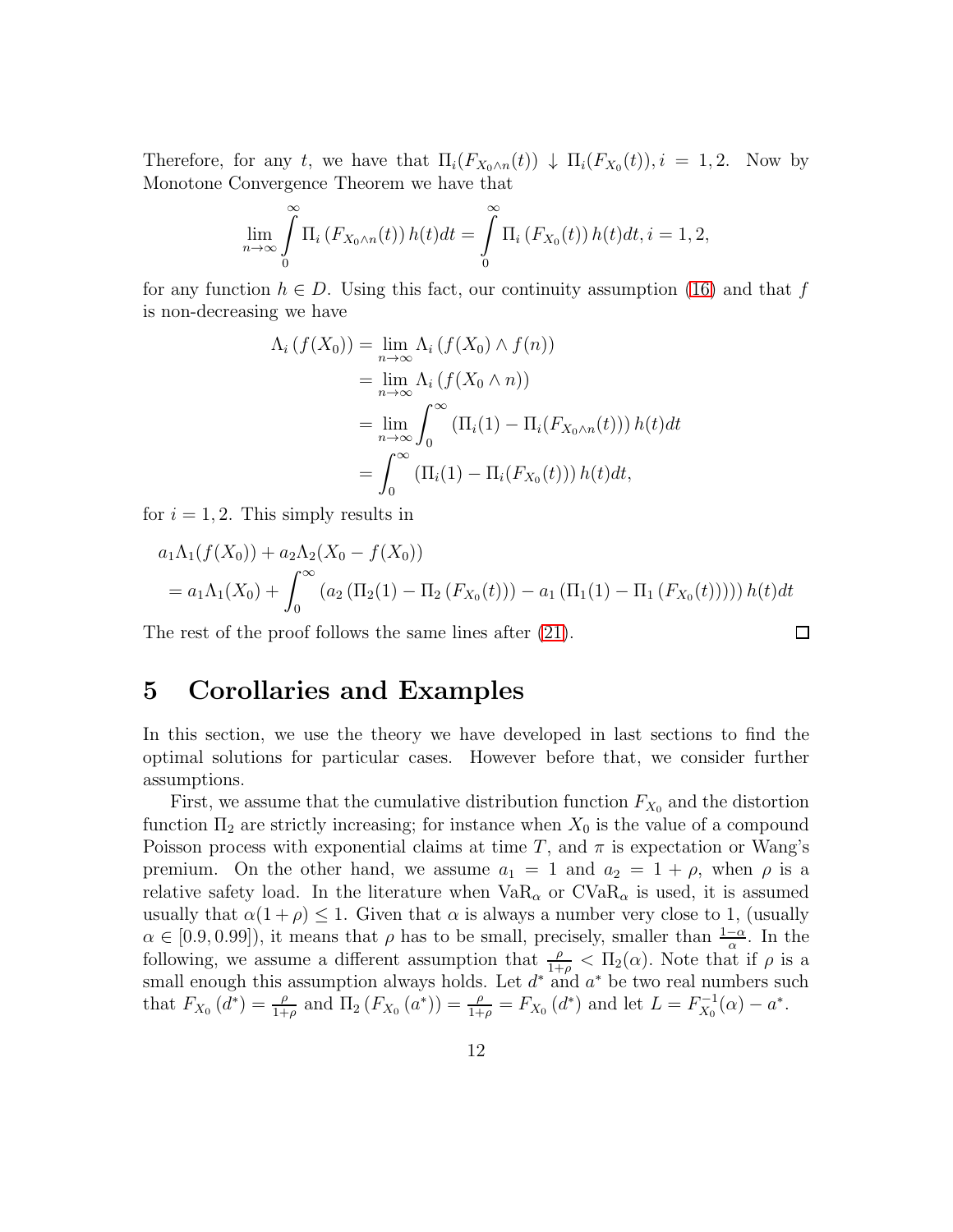Therefore, for any $t$, we have that $\Pi_i(F_{X_0 \wedge n}(t)) \downarrow \Pi_i(F_{X_0}(t)), i = 1, 2$. Now by Monotone Convergence Theorem we have that

$$\lim_{n\to\infty} \int_0^\infty \Pi_i \left(F_{X_0 \wedge n}(t)\right) h(t)dt = \int_0^\infty \Pi_i \left(F_{X_0}(t)\right) h(t)dt, i = 1, 2,$$

for any function $h \in D$. Using this fact, our continuity assumption (16) and that $f$ is non-decreasing we have

$$\begin{aligned}
\Lambda_i \left(f(X_0)\right) &= \lim_{n\to\infty} \Lambda_i \left(f(X_0) \wedge f(n)\right) \\
&= \lim_{n\to\infty} \Lambda_i \left(f(X_0 \wedge n)\right) \\
&= \lim_{n\to\infty} \int_0^\infty \left(\Pi_i(1) - \Pi_i(F_{X_0 \wedge n}(t))\right) h(t)dt \\
&= \int_0^\infty \left(\Pi_i(1) - \Pi_i(F_{X_0}(t))\right) h(t)dt,
\end{aligned}$$

for $i = 1, 2$. This simply results in

$$\begin{aligned}
&a_1\Lambda_1(f(X_0)) + a_2\Lambda_2(X_0 - f(X_0)) \\
&= a_1\Lambda_1(X_0) + \int_0^\infty \left(a_2 \left(\Pi_2(1) - \Pi_2 \left(F_{X_0}(t)\right)\right) - a_1 \left(\Pi_1(1) - \Pi_1 \left(F_{X_0}(t)\right)\right)\right) h(t)dt
\end{aligned}$$

The rest of the proof follows the same lines after (21). □

# 5 Corollaries and Examples

In this section, we use the theory we have developed in last sections to find the optimal solutions for particular cases. However before that, we consider further assumptions.

First, we assume that the cumulative distribution function $F_{X_0}$ and the distortion function $\Pi_2$ are strictly increasing; for instance when $X_0$ is the value of a compound Poisson process with exponential claims at time $T$, and $\pi$ is expectation or Wang's premium. On the other hand, we assume $a_1 = 1$ and $a_2 = 1 + \rho$, when $\rho$ is a relative safety load. In the literature when $\mathrm{VaR}_\alpha$ or $\mathrm{CVaR}_\alpha$ is used, it is assumed usually that $\alpha(1 + \rho) \leq 1$. Given that $\alpha$ is always a number very close to 1, (usually $\alpha \in [0.9, 0.99]$), it means that $\rho$ has to be small, precisely, smaller than $\frac{1-\alpha}{\alpha}$. In the following, we assume a different assumption that $\frac{\rho}{1+\rho} < \Pi_2(\alpha)$. Note that if $\rho$ is a small enough this assumption always holds. Let $d^*$ and $a^*$ be two real numbers such that $F_{X_0}(d^*) = \frac{\rho}{1+\rho}$ and $\Pi_2(F_{X_0}(a^*)) = \frac{\rho}{1+\rho} = F_{X_0}(d^*)$ and let $L = F_{X_0}^{-1}(\alpha) - a^*$.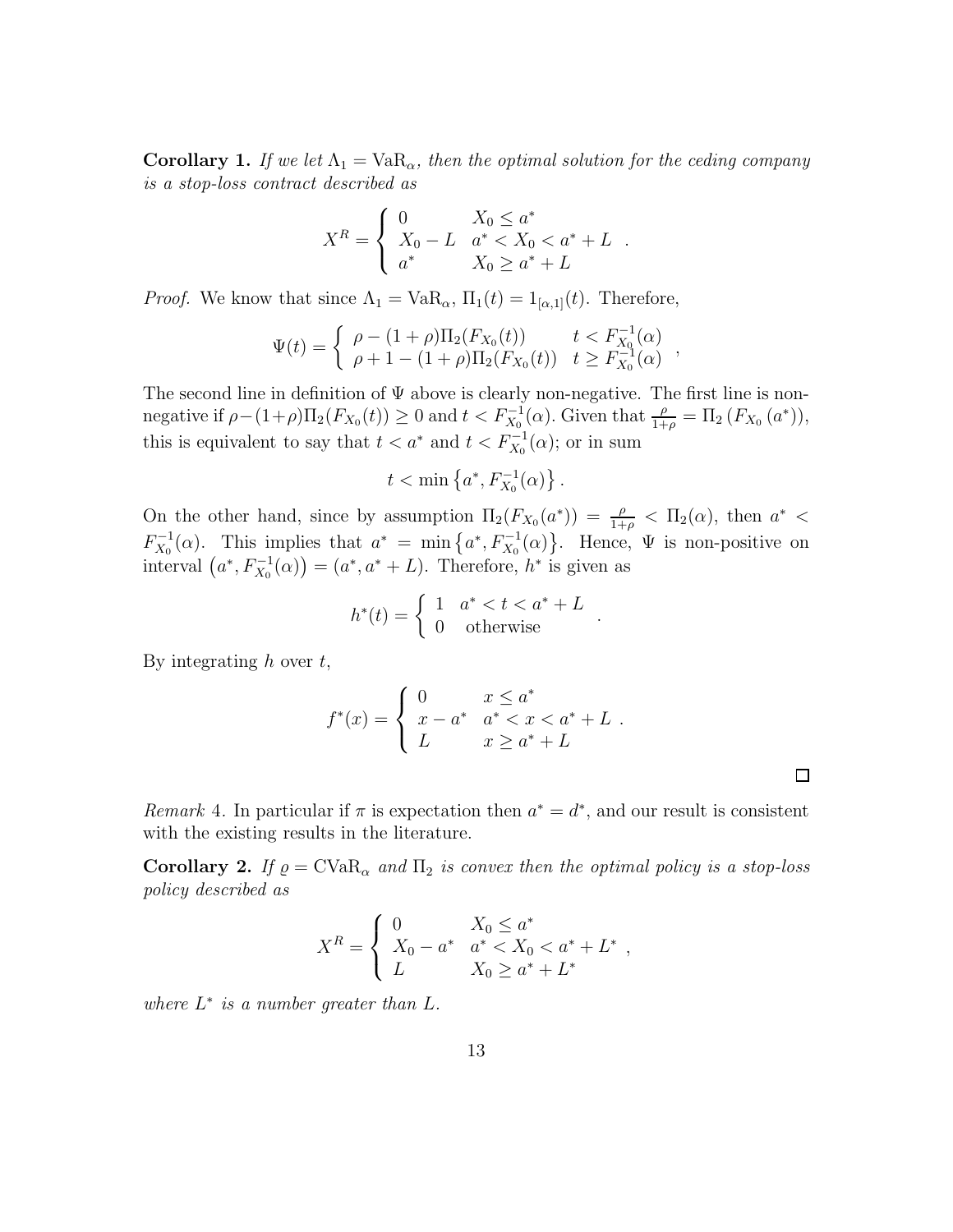**Corollary 1.** *If we let $\Lambda_1 = \mathrm{VaR}_\alpha$, then the optimal solution for the ceding company is a stop-loss contract described as*

$$X^R = \begin{cases} 0 & X_0 \le a^* \\ X_0 - L & a^* < X_0 < a^* + L \\ a^* & X_0 \ge a^* + L \end{cases} .$$

*Proof.* We know that since $\Lambda_1 = \mathrm{VaR}_\alpha$, $\Pi_1(t) = 1_{[\alpha,1]}(t)$. Therefore,

$$\Psi(t) = \begin{cases} \rho - (1+\rho)\Pi_2(F_{X_0}(t)) & t < F_{X_0}^{-1}(\alpha) \\ \rho + 1 - (1+\rho)\Pi_2(F_{X_0}(t)) & t \ge F_{X_0}^{-1}(\alpha) \end{cases} ,$$

The second line in definition of $\Psi$ above is clearly non-negative. The first line is non-negative if $\rho-(1+\rho)\Pi_2(F_{X_0}(t)) \ge 0$ and $t < F_{X_0}^{-1}(\alpha)$. Given that $\frac{\rho}{1+\rho} = \Pi_2\left(F_{X_0}\left(a^*\right)\right)$, this is equivalent to say that $t < a^*$ and $t < F_{X_0}^{-1}(\alpha)$; or in sum

$$t < \min\left\{a^*, F_{X_0}^{-1}(\alpha)\right\}.$$

On the other hand, since by assumption $\Pi_2(F_{X_0}(a^*)) = \frac{\rho}{1+\rho} < \Pi_2(\alpha)$, then $a^* < F_{X_0}^{-1}(\alpha)$. This implies that $a^* = \min\left\{a^*, F_{X_0}^{-1}(\alpha)\right\}$. Hence, $\Psi$ is non-positive on interval $\left(a^*, F_{X_0}^{-1}(\alpha)\right) = (a^*, a^* + L)$. Therefore, $h^*$ is given as

$$h^*(t) = \begin{cases} 1 & a^* < t < a^* + L \\ 0 & \text{otherwise} \end{cases} .$$

By integrating $h$ over $t$,

$$f^*(x) = \begin{cases} 0 & x \le a^* \\ x - a^* & a^* < x < a^* + L \\ L & x \ge a^* + L \end{cases} .$$

$\square$

*Remark* 4. In particular if $\pi$ is expectation then $a^* = d^*$, and our result is consistent with the existing results in the literature.

**Corollary 2.** *If $\varrho = \mathrm{CVaR}_\alpha$ and $\Pi_2$ is convex then the optimal policy is a stop-loss policy described as*

$$X^R = \begin{cases} 0 & X_0 \le a^* \\ X_0 - a^* & a^* < X_0 < a^* + L^* \\ L & X_0 \ge a^* + L^* \end{cases} ,$$

*where $L^*$ is a number greater than $L$.*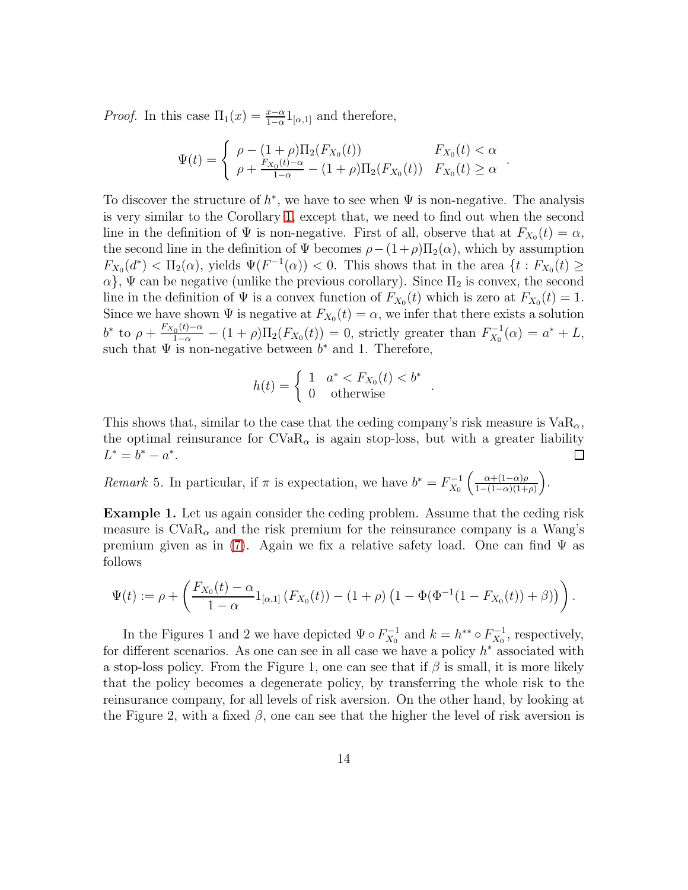*Proof.* In this case $\Pi_1(x) = \frac{x-\alpha}{1-\alpha}1_{[\alpha,1]}$ and therefore,

$$
\Psi(t) = \left\{ \begin{array}{ll} \rho - (1+\rho)\Pi_2(F_{X_0}(t)) & F_{X_0}(t) < \alpha \\ \rho + \frac{F_{X_0}(t)-\alpha}{1-\alpha} - (1+\rho)\Pi_2(F_{X_0}(t)) & F_{X_0}(t) \geq \alpha \end{array} \right. .
$$

To discover the structure of $h^*$, we have to see when $\Psi$ is non-negative. The analysis is very similar to the Corollary 1, except that, we need to find out when the second line in the definition of $\Psi$ is non-negative. First of all, observe that at $F_{X_0}(t) = \alpha$, the second line in the definition of $\Psi$ becomes $\rho - (1+\rho)\Pi_2(\alpha)$, which by assumption $F_{X_0}(d^*) < \Pi_2(\alpha)$, yields $\Psi(F^{-1}(\alpha)) < 0$. This shows that in the area $\{t : F_{X_0}(t) \geq \alpha\}$, $\Psi$ can be negative (unlike the previous corollary). Since $\Pi_2$ is convex, the second line in the definition of $\Psi$ is a convex function of $F_{X_0}(t)$ which is zero at $F_{X_0}(t) = 1$. Since we have shown $\Psi$ is negative at $F_{X_0}(t) = \alpha$, we infer that there exists a solution $b^*$ to $\rho + \frac{F_{X_0}(t)-\alpha}{1-\alpha} - (1+\rho)\Pi_2(F_{X_0}(t)) = 0$, strictly greater than $F_{X_0}^{-1}(\alpha) = a^* + L$, such that $\Psi$ is non-negative between $b^*$ and 1. Therefore,

$$
h(t) = \left\{ \begin{array}{ll} 1 & a^* < F_{X_0}(t) < b^* \\ 0 & \text{otherwise} \end{array} \right. .
$$

This shows that, similar to the case that the ceding company's risk measure is $\mathrm{VaR}_\alpha$, the optimal reinsurance for $\mathrm{CVaR}_\alpha$ is again stop-loss, but with a greater liability $L^* = b^* - a^*$. ☐

*Remark* 5. In particular, if $\pi$ is expectation, we have $b^* = F_{X_0}^{-1}\left(\frac{\alpha+(1-\alpha)\rho}{1-(1-\alpha)(1+\rho)}\right)$.

**Example 1.** Let us again consider the ceding problem. Assume that the ceding risk measure is $\mathrm{CVaR}_\alpha$ and the risk premium for the reinsurance company is a Wang's premium given as in (7). Again we fix a relative safety load. One can find $\Psi$ as follows

$$
\Psi(t) := \rho + \left( \frac{F_{X_0}(t)-\alpha}{1-\alpha} 1_{[\alpha,1]}\left(F_{X_0}(t)\right) - (1+\rho)\left(1 - \Phi(\Phi^{-1}(1-F_{X_0}(t)) + \beta)\right) \right).
$$

In the Figures 1 and 2 we have depicted $\Psi \circ F_{X_0}^{-1}$ and $k = h^{**} \circ F_{X_0}^{-1}$, respectively, for different scenarios. As one can see in all case we have a policy $h^*$ associated with a stop-loss policy. From the Figure 1, one can see that if $\beta$ is small, it is more likely that the policy becomes a degenerate policy, by transferring the whole risk to the reinsurance company, for all levels of risk aversion. On the other hand, by looking at the Figure 2, with a fixed $\beta$, one can see that the higher the level of risk aversion is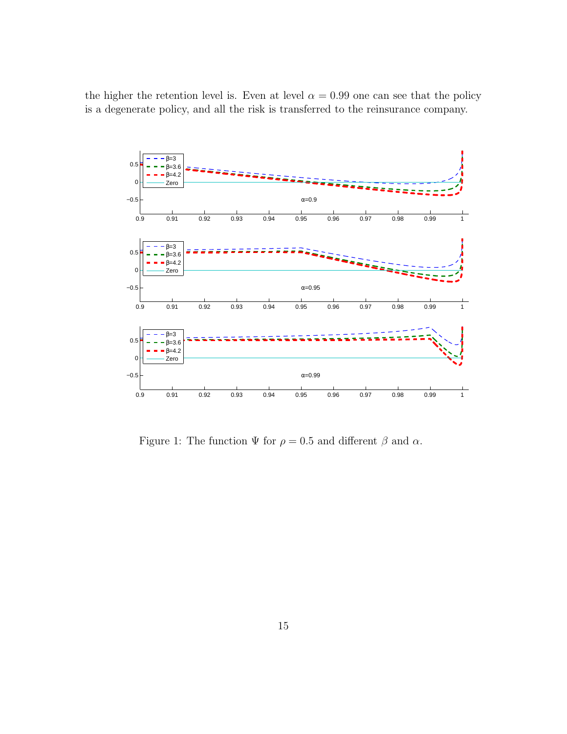the higher the retention level is. Even at level $\alpha = 0.99$ one can see that the policy is a degenerate policy, and all the risk is transferred to the reinsurance company.

Figure 1: The function $\Psi$ for $\rho = 0.5$ and different $\beta$ and $\alpha$.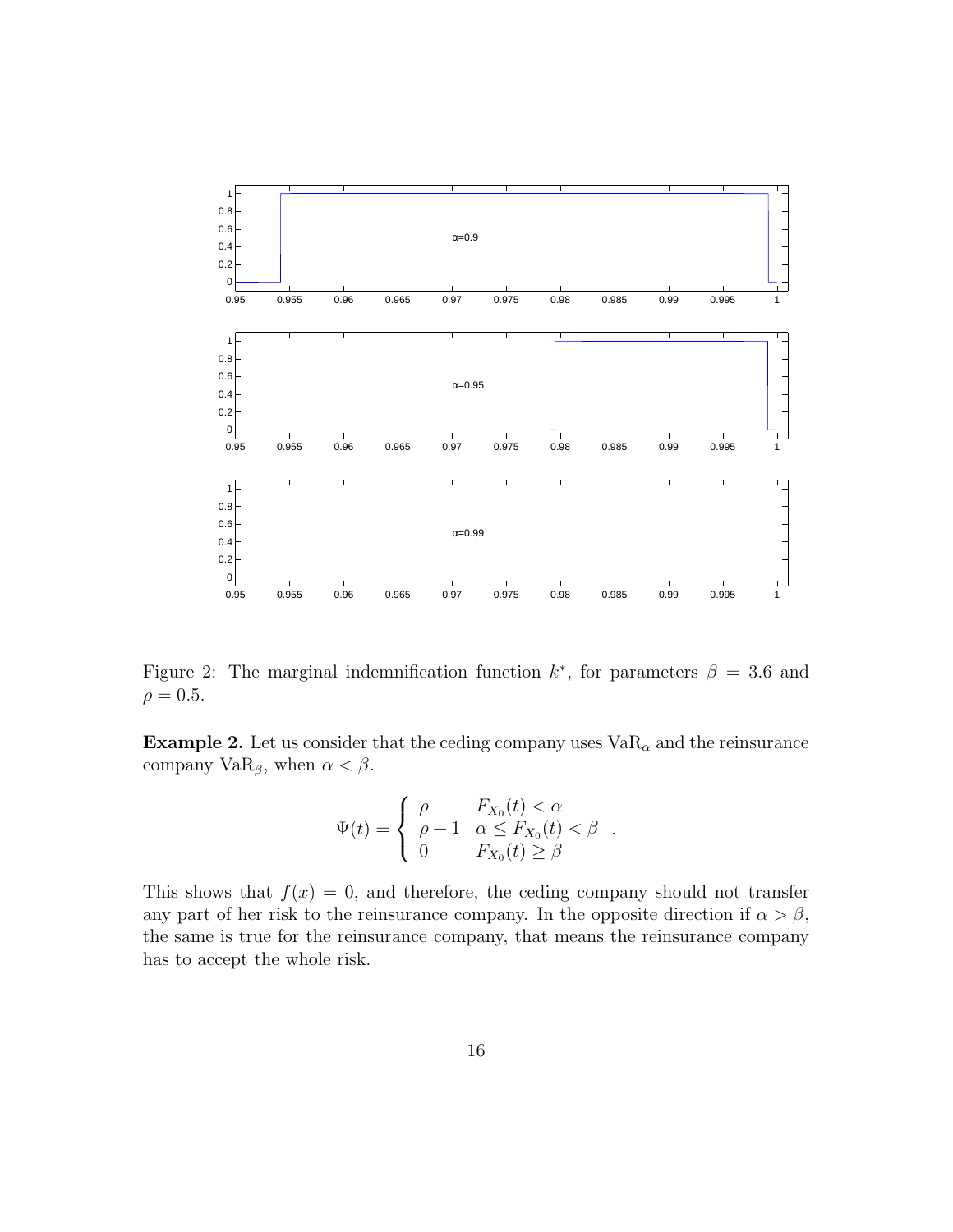Figure 2: The marginal indemnification function $k^*$, for parameters $\beta = 3.6$ and $\rho = 0.5$.

**Example 2.** Let us consider that the ceding company uses $\mathrm{VaR}_\alpha$ and the reinsurance company $\mathrm{VaR}_\beta$, when $\alpha < \beta$.

$$\Psi(t) = \begin{cases} \rho & F_{X_0}(t) < \alpha \\ \rho + 1 & \alpha \leq F_{X_0}(t) < \beta \\ 0 & F_{X_0}(t) \geq \beta \end{cases} .$$

This shows that $f(x) = 0$, and therefore, the ceding company should not transfer any part of her risk to the reinsurance company. In the opposite direction if $\alpha > \beta$, the same is true for the reinsurance company, that means the reinsurance company has to accept the whole risk.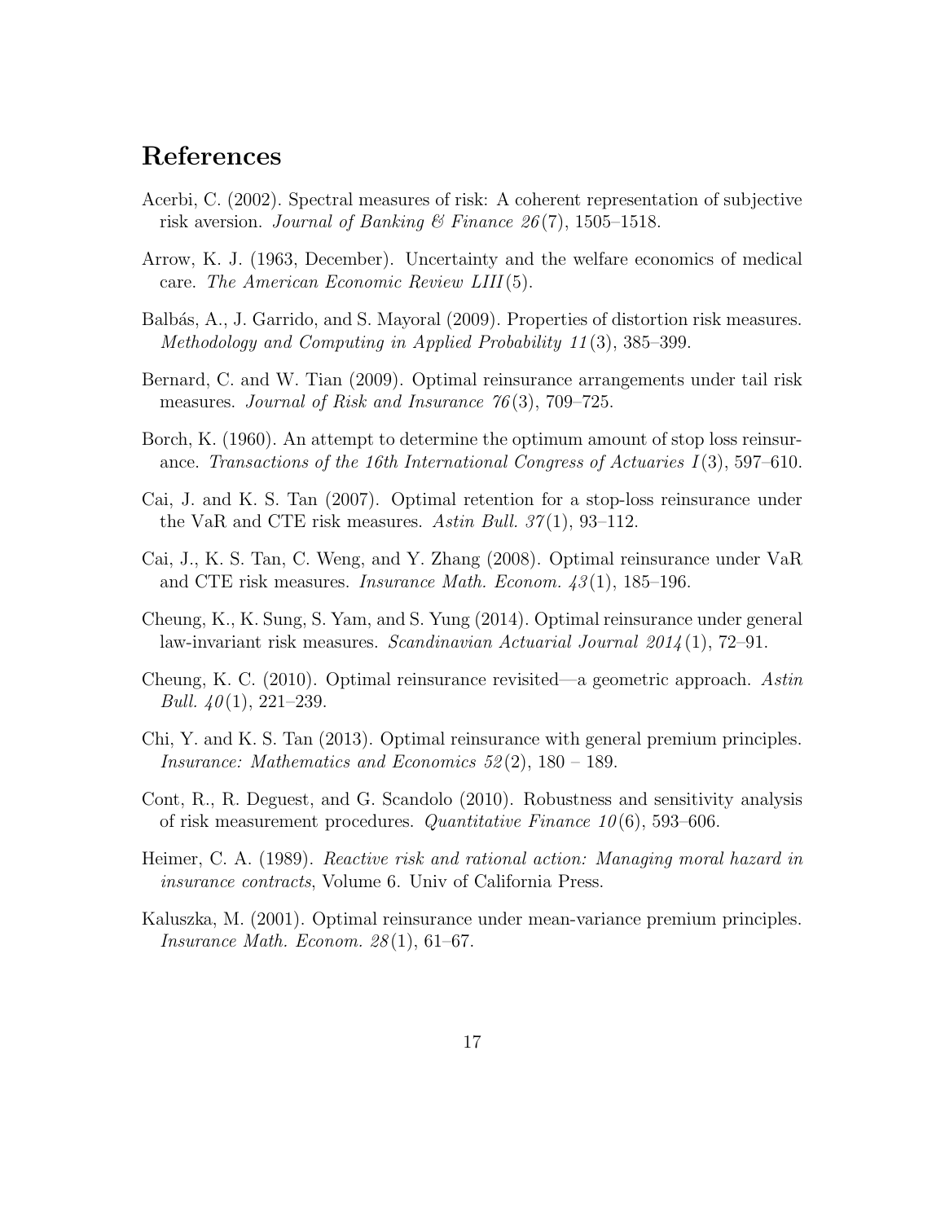# References

Acerbi, C. (2002). Spectral measures of risk: A coherent representation of subjective risk aversion. *Journal of Banking & Finance 26*(7), 1505–1518.

Arrow, K. J. (1963, December). Uncertainty and the welfare economics of medical care. *The American Economic Review LIII*(5).

Balbás, A., J. Garrido, and S. Mayoral (2009). Properties of distortion risk measures. *Methodology and Computing in Applied Probability 11*(3), 385–399.

Bernard, C. and W. Tian (2009). Optimal reinsurance arrangements under tail risk measures. *Journal of Risk and Insurance 76*(3), 709–725.

Borch, K. (1960). An attempt to determine the optimum amount of stop loss reinsurance. *Transactions of the 16th International Congress of Actuaries I*(3), 597–610.

Cai, J. and K. S. Tan (2007). Optimal retention for a stop-loss reinsurance under the VaR and CTE risk measures. *Astin Bull. 37*(1), 93–112.

Cai, J., K. S. Tan, C. Weng, and Y. Zhang (2008). Optimal reinsurance under VaR and CTE risk measures. *Insurance Math. Econom. 43*(1), 185–196.

Cheung, K., K. Sung, S. Yam, and S. Yung (2014). Optimal reinsurance under general law-invariant risk measures. *Scandinavian Actuarial Journal 2014*(1), 72–91.

Cheung, K. C. (2010). Optimal reinsurance revisited—a geometric approach. *Astin Bull. 40*(1), 221–239.

Chi, Y. and K. S. Tan (2013). Optimal reinsurance with general premium principles. *Insurance: Mathematics and Economics 52*(2), 180 – 189.

Cont, R., R. Deguest, and G. Scandolo (2010). Robustness and sensitivity analysis of risk measurement procedures. *Quantitative Finance 10*(6), 593–606.

Heimer, C. A. (1989). *Reactive risk and rational action: Managing moral hazard in insurance contracts*, Volume 6. Univ of California Press.

Kaluszka, M. (2001). Optimal reinsurance under mean-variance premium principles. *Insurance Math. Econom. 28*(1), 61–67.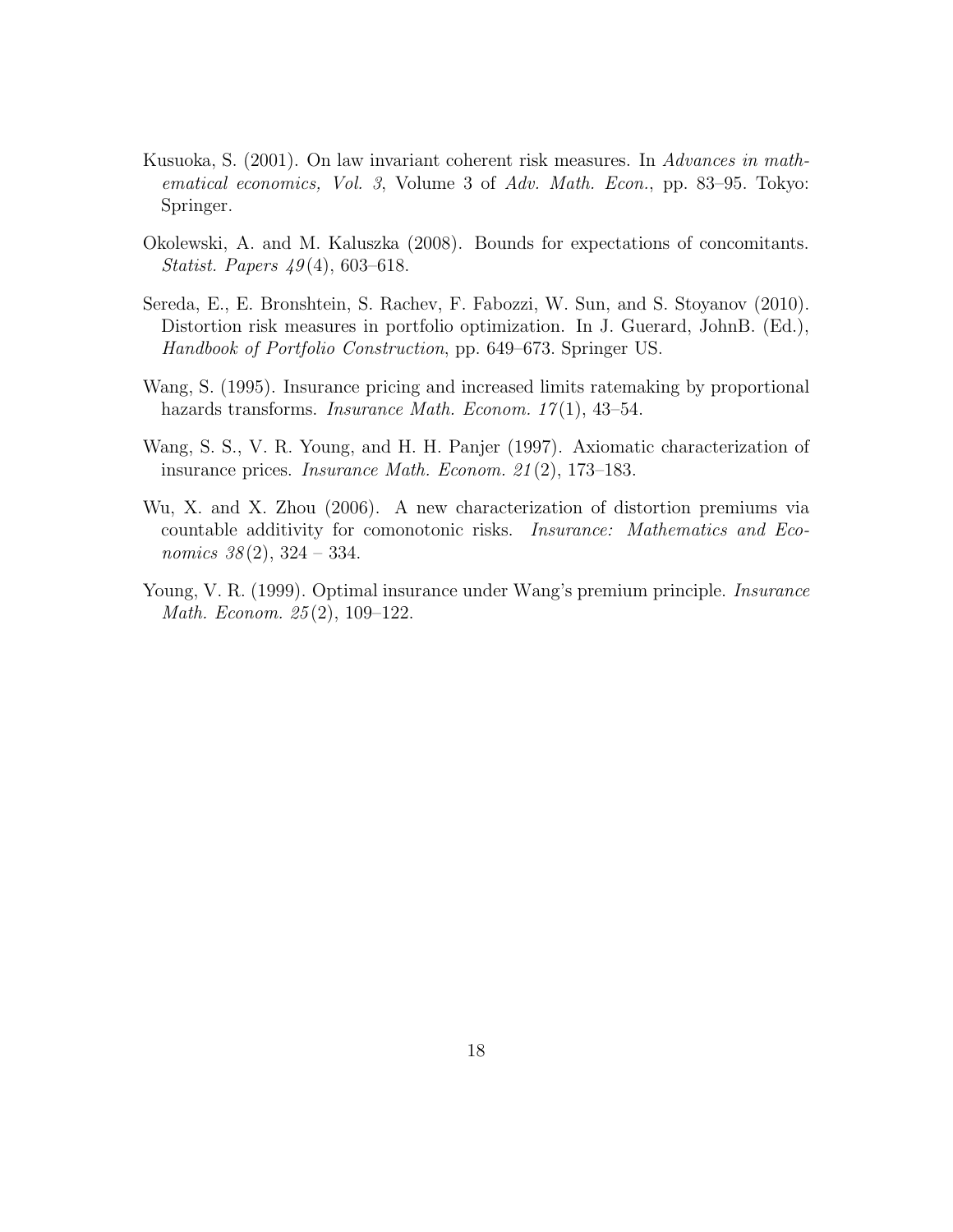Kusuoka, S. (2001). On law invariant coherent risk measures. In *Advances in mathematical economics, Vol. 3*, Volume 3 of *Adv. Math. Econ.*, pp. 83–95. Tokyo: Springer.

Okolewski, A. and M. Kaluszka (2008). Bounds for expectations of concomitants. *Statist. Papers 49*(4), 603–618.

Sereda, E., E. Bronshtein, S. Rachev, F. Fabozzi, W. Sun, and S. Stoyanov (2010). Distortion risk measures in portfolio optimization. In J. Guerard, JohnB. (Ed.), *Handbook of Portfolio Construction*, pp. 649–673. Springer US.

Wang, S. (1995). Insurance pricing and increased limits ratemaking by proportional hazards transforms. *Insurance Math. Econom. 17*(1), 43–54.

Wang, S. S., V. R. Young, and H. H. Panjer (1997). Axiomatic characterization of insurance prices. *Insurance Math. Econom. 21*(2), 173–183.

Wu, X. and X. Zhou (2006). A new characterization of distortion premiums via countable additivity for comonotonic risks. *Insurance: Mathematics and Economics 38*(2), 324 – 334.

Young, V. R. (1999). Optimal insurance under Wang's premium principle. *Insurance Math. Econom. 25*(2), 109–122.